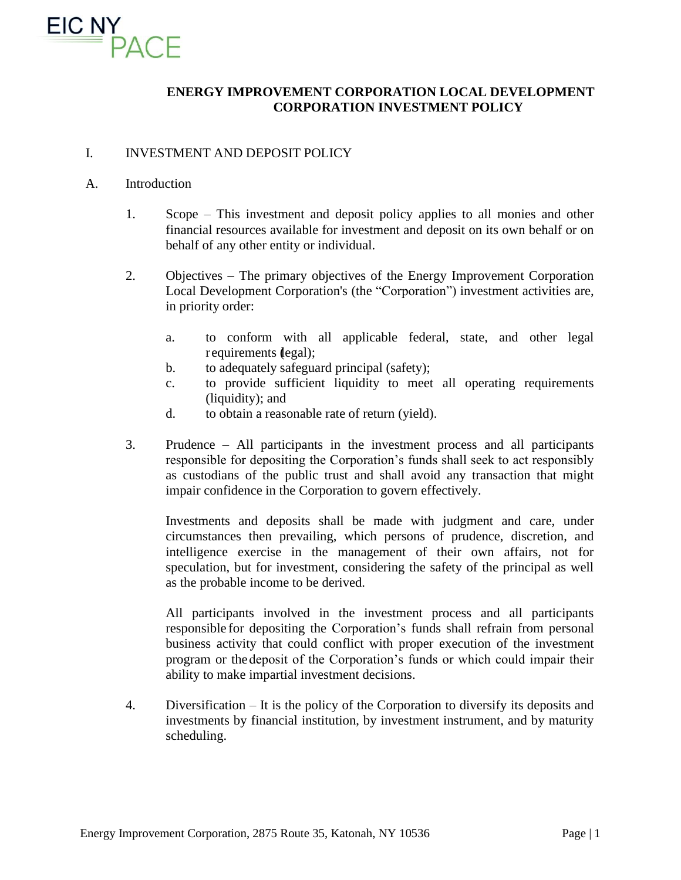EIC NY PACE

# ENERGY IMPROVEMENT CORPORATION LOCAL DEVELOPMENT CORPORATION INVESTMENT POLICY

## I. INVESTMENT AND DEPOSIT POLICY

### A. Introduction

1. Scope – This investment and deposit policy applies to all monies and other financial resources available for investment and deposit on its own behalf or on behalf of any other entity or individual.

2. Objectives – The primary objectives of the Energy Improvement Corporation Local Development Corporation's (the "Corporation") investment activities are, in priority order:

   a. to conform with all applicable federal, state, and other legal requirements (legal);
   b. to adequately safeguard principal (safety);
   c. to provide sufficient liquidity to meet all operating requirements (liquidity); and
   d. to obtain a reasonable rate of return (yield).

3. Prudence – All participants in the investment process and all participants responsible for depositing the Corporation's funds shall seek to act responsibly as custodians of the public trust and shall avoid any transaction that might impair confidence in the Corporation to govern effectively.

   Investments and deposits shall be made with judgment and care, under circumstances then prevailing, which persons of prudence, discretion, and intelligence exercise in the management of their own affairs, not for speculation, but for investment, considering the safety of the principal as well as the probable income to be derived.

   All participants involved in the investment process and all participants responsible for depositing the Corporation's funds shall refrain from personal business activity that could conflict with proper execution of the investment program or the deposit of the Corporation's funds or which could impair their ability to make impartial investment decisions.

4. Diversification – It is the policy of the Corporation to diversify its deposits and investments by financial institution, by investment instrument, and by maturity scheduling.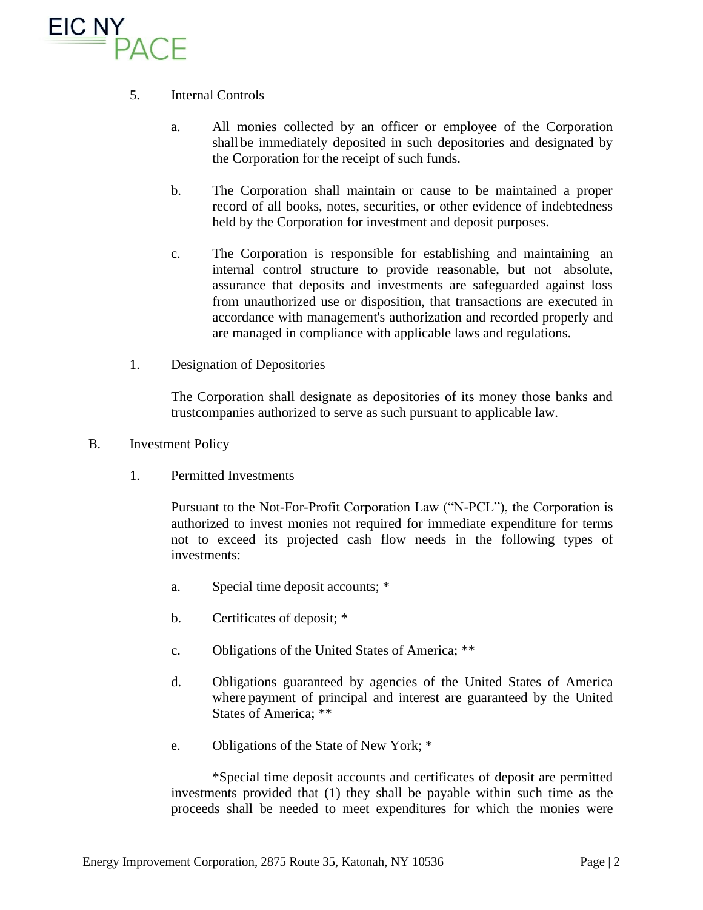5. Internal Controls

   a. All monies collected by an officer or employee of the Corporation shall be immediately deposited in such depositories and designated by the Corporation for the receipt of such funds.

   b. The Corporation shall maintain or cause to be maintained a proper record of all books, notes, securities, or other evidence of indebtedness held by the Corporation for investment and deposit purposes.

   c. The Corporation is responsible for establishing and maintaining an internal control structure to provide reasonable, but not absolute, assurance that deposits and investments are safeguarded against loss from unauthorized use or disposition, that transactions are executed in accordance with management's authorization and recorded properly and are managed in compliance with applicable laws and regulations.

1. Designation of Depositories

   The Corporation shall designate as depositories of its money those banks and trustcompanies authorized to serve as such pursuant to applicable law.

B. Investment Policy

1. Permitted Investments

   Pursuant to the Not-For-Profit Corporation Law ("N-PCL"), the Corporation is authorized to invest monies not required for immediate expenditure for terms not to exceed its projected cash flow needs in the following types of investments:

   a. Special time deposit accounts; *

   b. Certificates of deposit; *

   c. Obligations of the United States of America; **

   d. Obligations guaranteed by agencies of the United States of America where payment of principal and interest are guaranteed by the United States of America; **

   e. Obligations of the State of New York; *

   *Special time deposit accounts and certificates of deposit are permitted investments provided that (1) they shall be payable within such time as the proceeds shall be needed to meet expenditures for which the monies were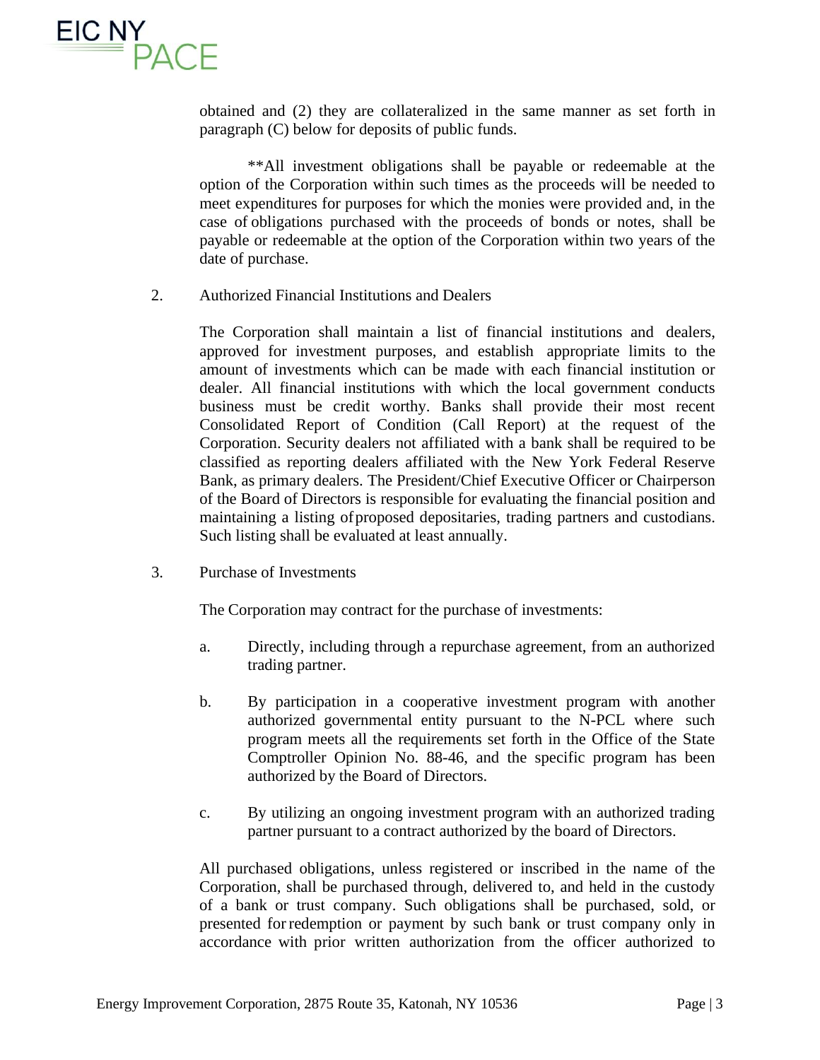obtained and (2) they are collateralized in the same manner as set forth in paragraph (C) below for deposits of public funds.

**All investment obligations shall be payable or redeemable at the option of the Corporation within such times as the proceeds will be needed to meet expenditures for purposes for which the monies were provided and, in the case of obligations purchased with the proceeds of bonds or notes, shall be payable or redeemable at the option of the Corporation within two years of the date of purchase.

2. Authorized Financial Institutions and Dealers

The Corporation shall maintain a list of financial institutions and dealers, approved for investment purposes, and establish appropriate limits to the amount of investments which can be made with each financial institution or dealer. All financial institutions with which the local government conducts business must be credit worthy. Banks shall provide their most recent Consolidated Report of Condition (Call Report) at the request of the Corporation. Security dealers not affiliated with a bank shall be required to be classified as reporting dealers affiliated with the New York Federal Reserve Bank, as primary dealers. The President/Chief Executive Officer or Chairperson of the Board of Directors is responsible for evaluating the financial position and maintaining a listing of proposed depositaries, trading partners and custodians. Such listing shall be evaluated at least annually.

3. Purchase of Investments

The Corporation may contract for the purchase of investments:

a. Directly, including through a repurchase agreement, from an authorized trading partner.

b. By participation in a cooperative investment program with another authorized governmental entity pursuant to the N-PCL where such program meets all the requirements set forth in the Office of the State Comptroller Opinion No. 88-46, and the specific program has been authorized by the Board of Directors.

c. By utilizing an ongoing investment program with an authorized trading partner pursuant to a contract authorized by the board of Directors.

All purchased obligations, unless registered or inscribed in the name of the Corporation, shall be purchased through, delivered to, and held in the custody of a bank or trust company. Such obligations shall be purchased, sold, or presented for redemption or payment by such bank or trust company only in accordance with prior written authorization from the officer authorized to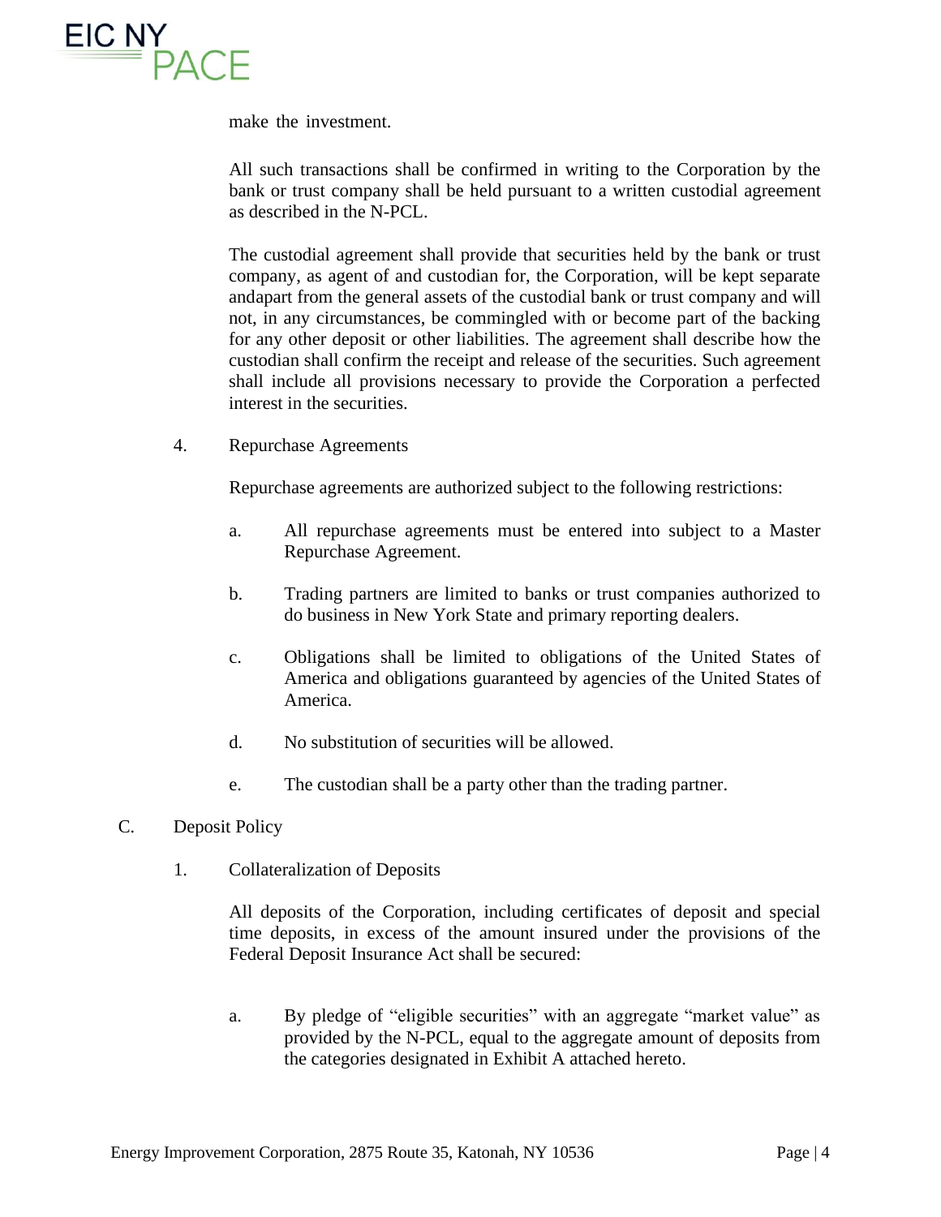make the investment.

All such transactions shall be confirmed in writing to the Corporation by the bank or trust company shall be held pursuant to a written custodial agreement as described in the N-PCL.

The custodial agreement shall provide that securities held by the bank or trust company, as agent of and custodian for, the Corporation, will be kept separate andapart from the general assets of the custodial bank or trust company and will not, in any circumstances, be commingled with or become part of the backing for any other deposit or other liabilities. The agreement shall describe how the custodian shall confirm the receipt and release of the securities. Such agreement shall include all provisions necessary to provide the Corporation a perfected interest in the securities.

4. Repurchase Agreements

Repurchase agreements are authorized subject to the following restrictions:

a. All repurchase agreements must be entered into subject to a Master Repurchase Agreement.

b. Trading partners are limited to banks or trust companies authorized to do business in New York State and primary reporting dealers.

c. Obligations shall be limited to obligations of the United States of America and obligations guaranteed by agencies of the United States of America.

d. No substitution of securities will be allowed.

e. The custodian shall be a party other than the trading partner.

C. Deposit Policy

1. Collateralization of Deposits

All deposits of the Corporation, including certificates of deposit and special time deposits, in excess of the amount insured under the provisions of the Federal Deposit Insurance Act shall be secured:

a. By pledge of "eligible securities" with an aggregate "market value" as provided by the N-PCL, equal to the aggregate amount of deposits from the categories designated in Exhibit A attached hereto.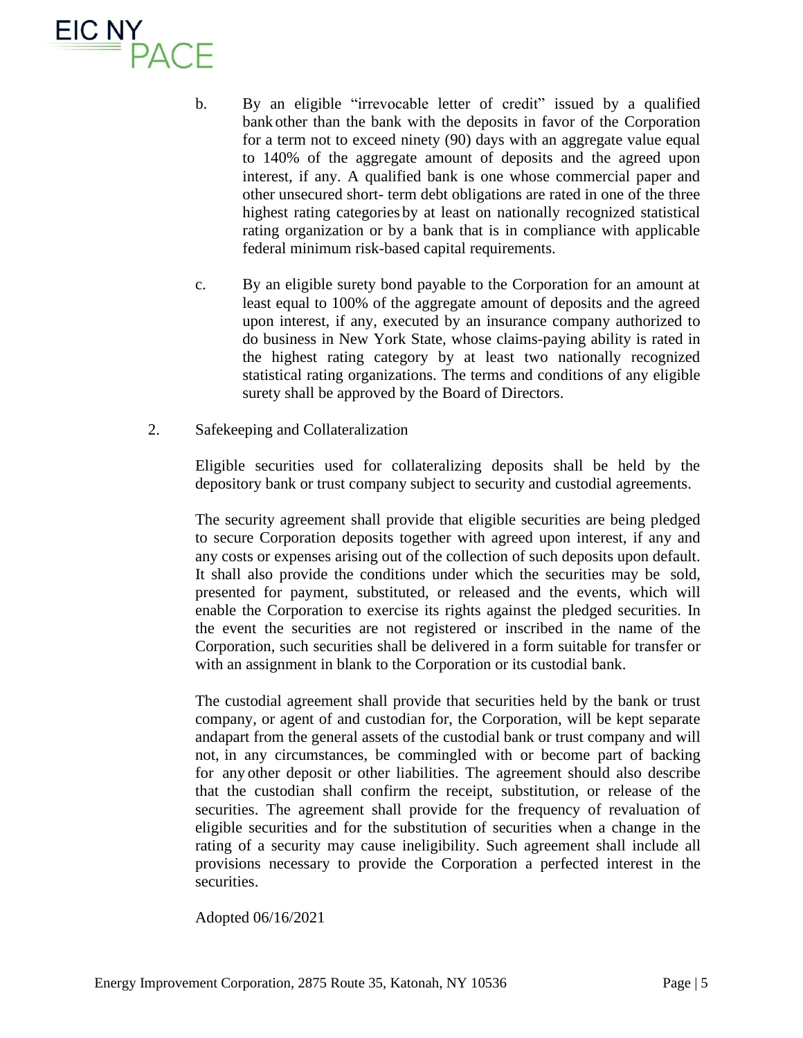b. By an eligible "irrevocable letter of credit" issued by a qualified bank other than the bank with the deposits in favor of the Corporation for a term not to exceed ninety (90) days with an aggregate value equal to 140% of the aggregate amount of deposits and the agreed upon interest, if any. A qualified bank is one whose commercial paper and other unsecured short- term debt obligations are rated in one of the three highest rating categories by at least on nationally recognized statistical rating organization or by a bank that is in compliance with applicable federal minimum risk-based capital requirements.

c. By an eligible surety bond payable to the Corporation for an amount at least equal to 100% of the aggregate amount of deposits and the agreed upon interest, if any, executed by an insurance company authorized to do business in New York State, whose claims-paying ability is rated in the highest rating category by at least two nationally recognized statistical rating organizations. The terms and conditions of any eligible surety shall be approved by the Board of Directors.

2. Safekeeping and Collateralization

Eligible securities used for collateralizing deposits shall be held by the depository bank or trust company subject to security and custodial agreements.

The security agreement shall provide that eligible securities are being pledged to secure Corporation deposits together with agreed upon interest, if any and any costs or expenses arising out of the collection of such deposits upon default. It shall also provide the conditions under which the securities may be sold, presented for payment, substituted, or released and the events, which will enable the Corporation to exercise its rights against the pledged securities. In the event the securities are not registered or inscribed in the name of the Corporation, such securities shall be delivered in a form suitable for transfer or with an assignment in blank to the Corporation or its custodial bank.

The custodial agreement shall provide that securities held by the bank or trust company, or agent of and custodian for, the Corporation, will be kept separate andapart from the general assets of the custodial bank or trust company and will not, in any circumstances, be commingled with or become part of backing for any other deposit or other liabilities. The agreement should also describe that the custodian shall confirm the receipt, substitution, or release of the securities. The agreement shall provide for the frequency of revaluation of eligible securities and for the substitution of securities when a change in the rating of a security may cause ineligibility. Such agreement shall include all provisions necessary to provide the Corporation a perfected interest in the securities.

Adopted 06/16/2021